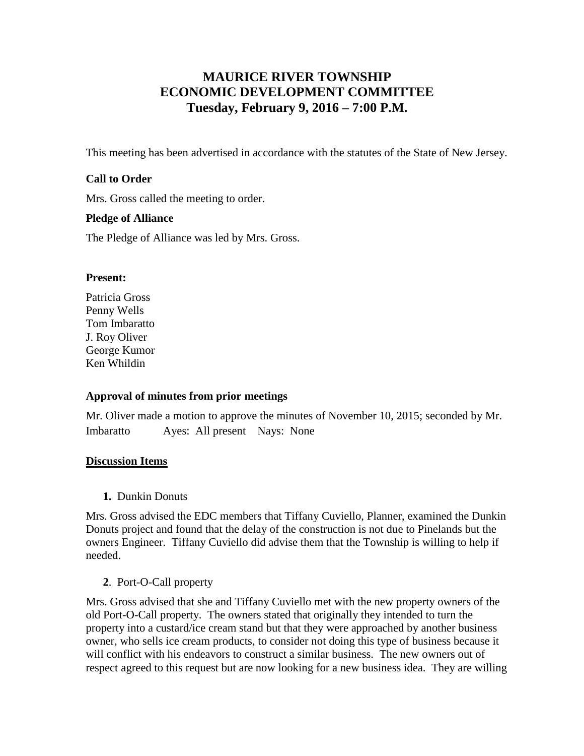# MAURICE RIVER TOWNSHIP
# ECONOMIC DEVELOPMENT COMMITTEE
# Tuesday, February 9, 2016 – 7:00 P.M.

This meeting has been advertised in accordance with the statutes of the State of New Jersey.

**Call to Order**

Mrs. Gross called the meeting to order.

**Pledge of Alliance**

The Pledge of Alliance was led by Mrs. Gross.

**Present:**

Patricia Gross
Penny Wells
Tom Imbaratto
J. Roy Oliver
George Kumor
Ken Whildin

**Approval of minutes from prior meetings**

Mr. Oliver made a motion to approve the minutes of November 10, 2015; seconded by Mr. Imbaratto     Ayes: All present     Nays: None

**Discussion Items**

**1.** Dunkin Donuts

Mrs. Gross advised the EDC members that Tiffany Cuviello, Planner, examined the Dunkin Donuts project and found that the delay of the construction is not due to Pinelands but the owners Engineer. Tiffany Cuviello did advise them that the Township is willing to help if needed.

**2**. Port-O-Call property

Mrs. Gross advised that she and Tiffany Cuviello met with the new property owners of the old Port-O-Call property. The owners stated that originally they intended to turn the property into a custard/ice cream stand but that they were approached by another business owner, who sells ice cream products, to consider not doing this type of business because it will conflict with his endeavors to construct a similar business. The new owners out of respect agreed to this request but are now looking for a new business idea. They are willing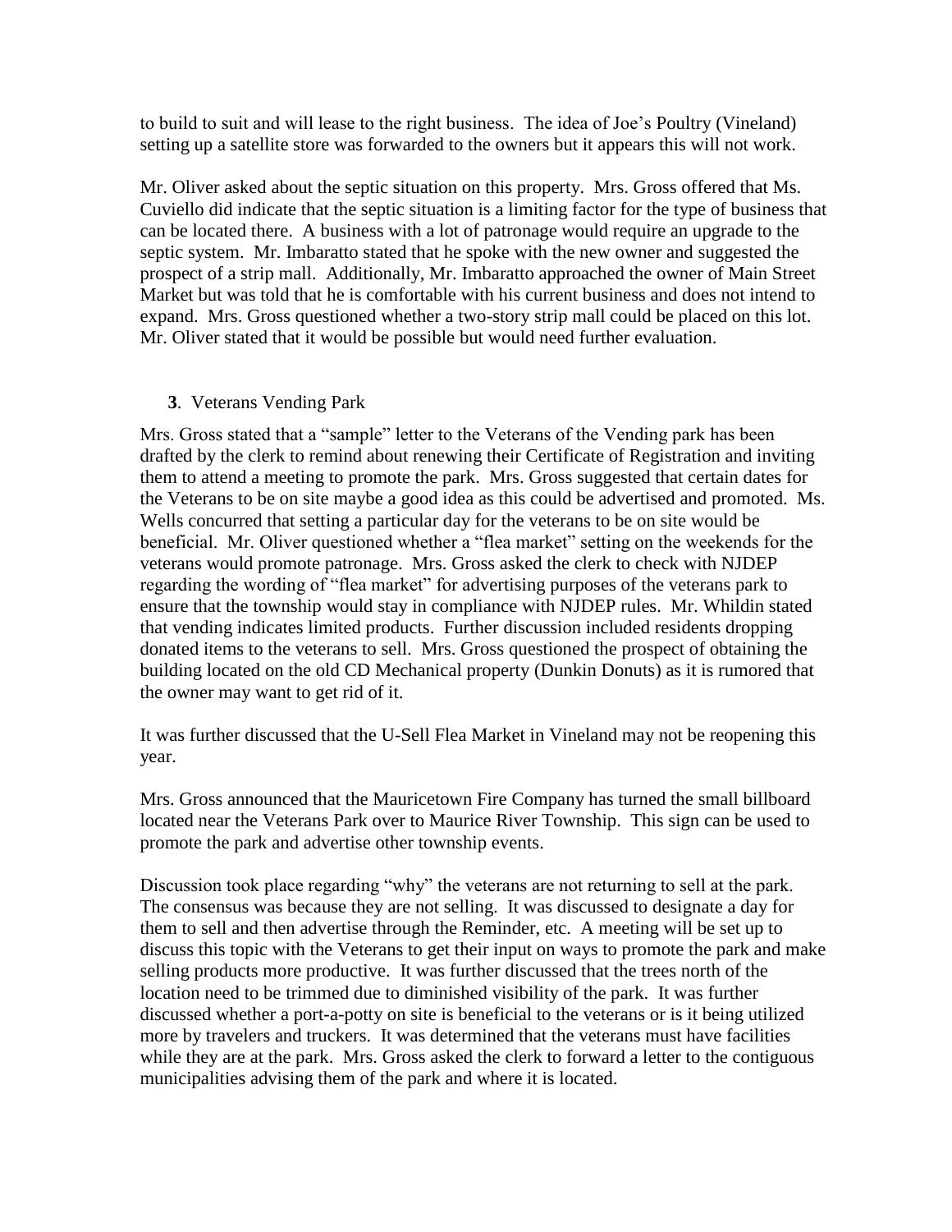to build to suit and will lease to the right business. The idea of Joe's Poultry (Vineland) setting up a satellite store was forwarded to the owners but it appears this will not work.

Mr. Oliver asked about the septic situation on this property. Mrs. Gross offered that Ms. Cuviello did indicate that the septic situation is a limiting factor for the type of business that can be located there. A business with a lot of patronage would require an upgrade to the septic system. Mr. Imbaratto stated that he spoke with the new owner and suggested the prospect of a strip mall. Additionally, Mr. Imbaratto approached the owner of Main Street Market but was told that he is comfortable with his current business and does not intend to expand. Mrs. Gross questioned whether a two-story strip mall could be placed on this lot. Mr. Oliver stated that it would be possible but would need further evaluation.

**3**. Veterans Vending Park

Mrs. Gross stated that a "sample" letter to the Veterans of the Vending park has been drafted by the clerk to remind about renewing their Certificate of Registration and inviting them to attend a meeting to promote the park. Mrs. Gross suggested that certain dates for the Veterans to be on site maybe a good idea as this could be advertised and promoted. Ms. Wells concurred that setting a particular day for the veterans to be on site would be beneficial. Mr. Oliver questioned whether a "flea market" setting on the weekends for the veterans would promote patronage. Mrs. Gross asked the clerk to check with NJDEP regarding the wording of "flea market" for advertising purposes of the veterans park to ensure that the township would stay in compliance with NJDEP rules. Mr. Whildin stated that vending indicates limited products. Further discussion included residents dropping donated items to the veterans to sell. Mrs. Gross questioned the prospect of obtaining the building located on the old CD Mechanical property (Dunkin Donuts) as it is rumored that the owner may want to get rid of it.

It was further discussed that the U-Sell Flea Market in Vineland may not be reopening this year.

Mrs. Gross announced that the Mauricetown Fire Company has turned the small billboard located near the Veterans Park over to Maurice River Township. This sign can be used to promote the park and advertise other township events.

Discussion took place regarding "why" the veterans are not returning to sell at the park. The consensus was because they are not selling. It was discussed to designate a day for them to sell and then advertise through the Reminder, etc. A meeting will be set up to discuss this topic with the Veterans to get their input on ways to promote the park and make selling products more productive. It was further discussed that the trees north of the location need to be trimmed due to diminished visibility of the park. It was further discussed whether a port-a-potty on site is beneficial to the veterans or is it being utilized more by travelers and truckers. It was determined that the veterans must have facilities while they are at the park. Mrs. Gross asked the clerk to forward a letter to the contiguous municipalities advising them of the park and where it is located.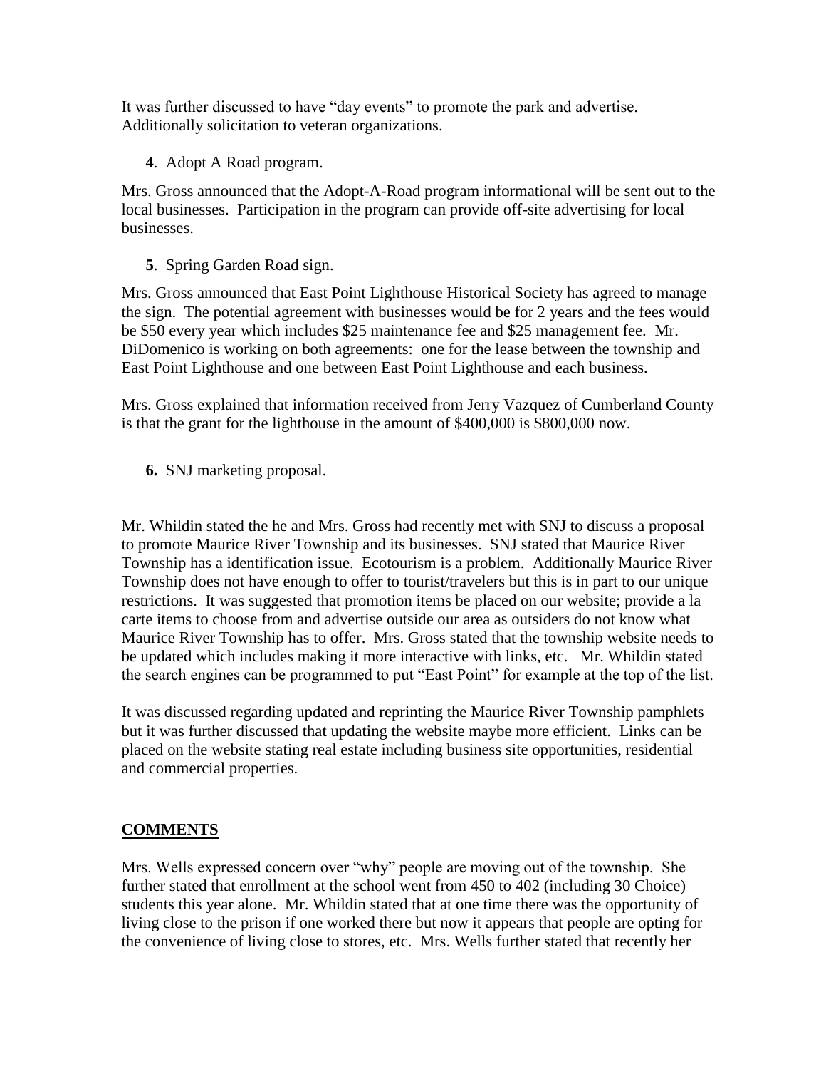It was further discussed to have "day events" to promote the park and advertise. Additionally solicitation to veteran organizations.

**4**. Adopt A Road program.

Mrs. Gross announced that the Adopt-A-Road program informational will be sent out to the local businesses. Participation in the program can provide off-site advertising for local businesses.

**5**. Spring Garden Road sign.

Mrs. Gross announced that East Point Lighthouse Historical Society has agreed to manage the sign. The potential agreement with businesses would be for 2 years and the fees would be $50 every year which includes $25 maintenance fee and $25 management fee. Mr. DiDomenico is working on both agreements: one for the lease between the township and East Point Lighthouse and one between East Point Lighthouse and each business.

Mrs. Gross explained that information received from Jerry Vazquez of Cumberland County is that the grant for the lighthouse in the amount of $400,000 is $800,000 now.

**6.** SNJ marketing proposal.

Mr. Whildin stated the he and Mrs. Gross had recently met with SNJ to discuss a proposal to promote Maurice River Township and its businesses. SNJ stated that Maurice River Township has a identification issue. Ecotourism is a problem. Additionally Maurice River Township does not have enough to offer to tourist/travelers but this is in part to our unique restrictions. It was suggested that promotion items be placed on our website; provide a la carte items to choose from and advertise outside our area as outsiders do not know what Maurice River Township has to offer. Mrs. Gross stated that the township website needs to be updated which includes making it more interactive with links, etc. Mr. Whildin stated the search engines can be programmed to put "East Point" for example at the top of the list.

It was discussed regarding updated and reprinting the Maurice River Township pamphlets but it was further discussed that updating the website maybe more efficient. Links can be placed on the website stating real estate including business site opportunities, residential and commercial properties.

## COMMENTS

Mrs. Wells expressed concern over "why" people are moving out of the township. She further stated that enrollment at the school went from 450 to 402 (including 30 Choice) students this year alone. Mr. Whildin stated that at one time there was the opportunity of living close to the prison if one worked there but now it appears that people are opting for the convenience of living close to stores, etc. Mrs. Wells further stated that recently her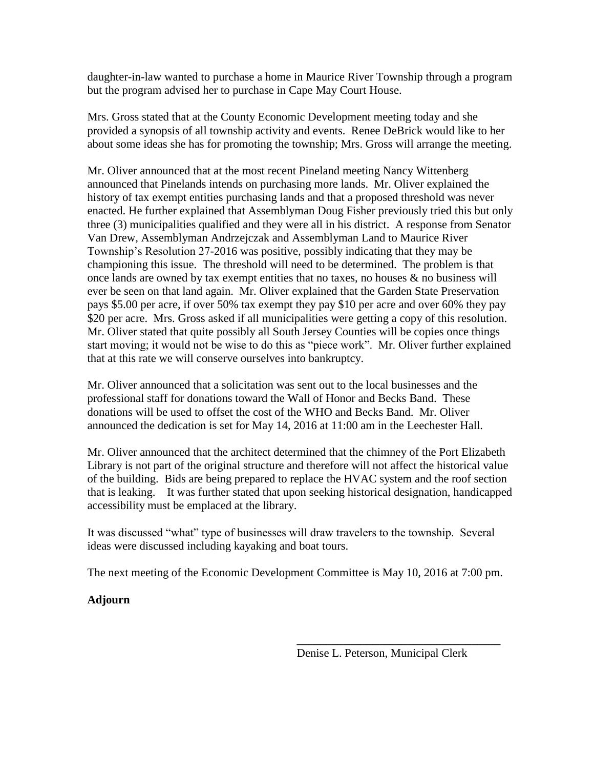daughter-in-law wanted to purchase a home in Maurice River Township through a program but the program advised her to purchase in Cape May Court House.

Mrs. Gross stated that at the County Economic Development meeting today and she provided a synopsis of all township activity and events. Renee DeBrick would like to her about some ideas she has for promoting the township; Mrs. Gross will arrange the meeting.

Mr. Oliver announced that at the most recent Pineland meeting Nancy Wittenberg announced that Pinelands intends on purchasing more lands. Mr. Oliver explained the history of tax exempt entities purchasing lands and that a proposed threshold was never enacted. He further explained that Assemblyman Doug Fisher previously tried this but only three (3) municipalities qualified and they were all in his district. A response from Senator Van Drew, Assemblyman Andrzejczak and Assemblyman Land to Maurice River Township's Resolution 27-2016 was positive, possibly indicating that they may be championing this issue. The threshold will need to be determined. The problem is that once lands are owned by tax exempt entities that no taxes, no houses & no business will ever be seen on that land again. Mr. Oliver explained that the Garden State Preservation pays $5.00 per acre, if over 50% tax exempt they pay $10 per acre and over 60% they pay $20 per acre. Mrs. Gross asked if all municipalities were getting a copy of this resolution. Mr. Oliver stated that quite possibly all South Jersey Counties will be copies once things start moving; it would not be wise to do this as "piece work". Mr. Oliver further explained that at this rate we will conserve ourselves into bankruptcy.

Mr. Oliver announced that a solicitation was sent out to the local businesses and the professional staff for donations toward the Wall of Honor and Becks Band. These donations will be used to offset the cost of the WHO and Becks Band. Mr. Oliver announced the dedication is set for May 14, 2016 at 11:00 am in the Leechester Hall.

Mr. Oliver announced that the architect determined that the chimney of the Port Elizabeth Library is not part of the original structure and therefore will not affect the historical value of the building. Bids are being prepared to replace the HVAC system and the roof section that is leaking. It was further stated that upon seeking historical designation, handicapped accessibility must be emplaced at the library.

It was discussed "what" type of businesses will draw travelers to the township. Several ideas were discussed including kayaking and boat tours.

The next meeting of the Economic Development Committee is May 10, 2016 at 7:00 pm.

**Adjourn**

\_\_\_\_\_\_\_\_\_\_\_\_\_\_\_\_\_\_\_\_\_\_\_\_\_\_\_\_\_\_\_\_\_\_\_
Denise L. Peterson, Municipal Clerk